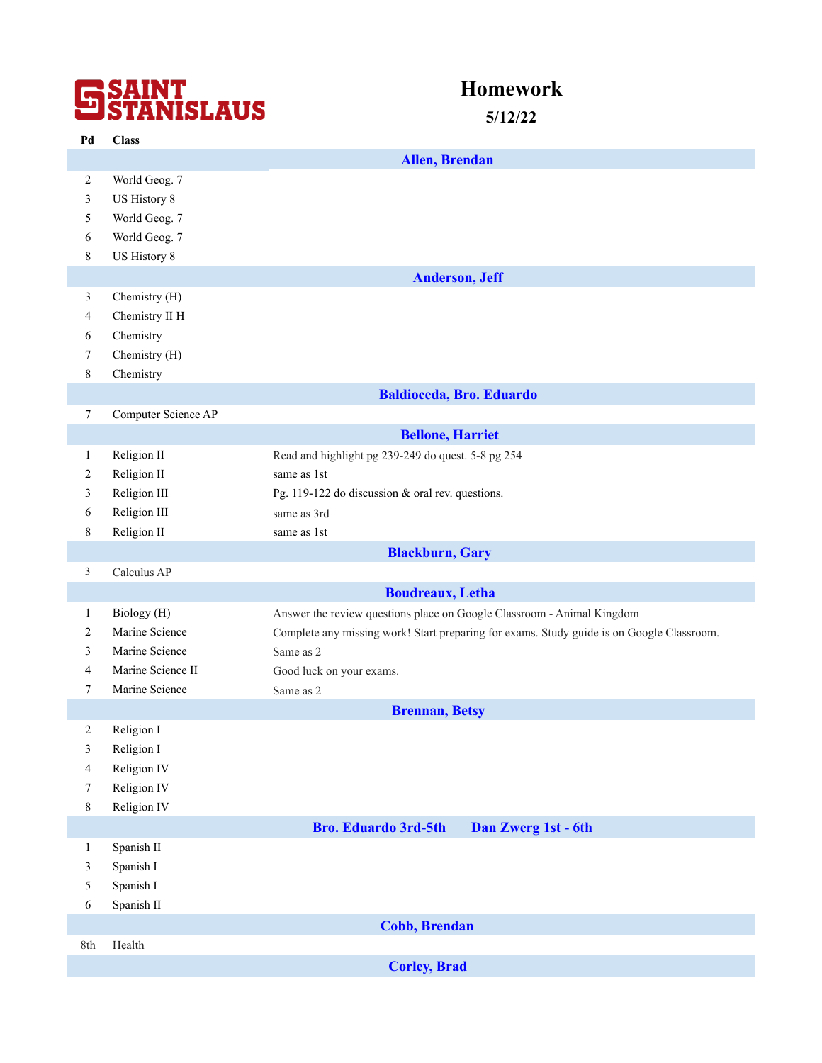**SAINT STANISLAUS**

# Homework

**5/12/22**

| Pd | Class | |
|---|---|---|
| | | **Allen, Brendan** |
| 2 | World Geog. 7 | |
| 3 | US History 8 | |
| 5 | World Geog. 7 | |
| 6 | World Geog. 7 | |
| 8 | US History 8 | |
| | | **Anderson, Jeff** |
| 3 | Chemistry (H) | |
| 4 | Chemistry II H | |
| 6 | Chemistry | |
| 7 | Chemistry (H) | |
| 8 | Chemistry | |
| | | **Baldioceda, Bro. Eduardo** |
| 7 | Computer Science AP | |
| | | **Bellone, Harriet** |
| 1 | Religion II | Read and highlight pg 239-249 do quest. 5-8 pg 254 |
| 2 | Religion II | same as 1st |
| 3 | Religion III | Pg. 119-122 do discussion & oral rev. questions. |
| 6 | Religion III | same as 3rd |
| 8 | Religion II | same as 1st |
| | | **Blackburn, Gary** |
| 3 | Calculus AP | |
| | | **Boudreaux, Letha** |
| 1 | Biology (H) | Answer the review questions place on Google Classroom - Animal Kingdom |
| 2 | Marine Science | Complete any missing work! Start preparing for exams. Study guide is on Google Classroom. |
| 3 | Marine Science | Same as 2 |
| 4 | Marine Science II | Good luck on your exams. |
| 7 | Marine Science | Same as 2 |
| | | **Brennan, Betsy** |
| 2 | Religion I | |
| 3 | Religion I | |
| 4 | Religion IV | |
| 7 | Religion IV | |
| 8 | Religion IV | |
| | | **Bro. Eduardo 3rd-5th Dan Zwerg 1st - 6th** |
| 1 | Spanish II | |
| 3 | Spanish I | |
| 5 | Spanish I | |
| 6 | Spanish II | |
| | | **Cobb, Brendan** |
| 8th | Health | |
| | | **Corley, Brad** |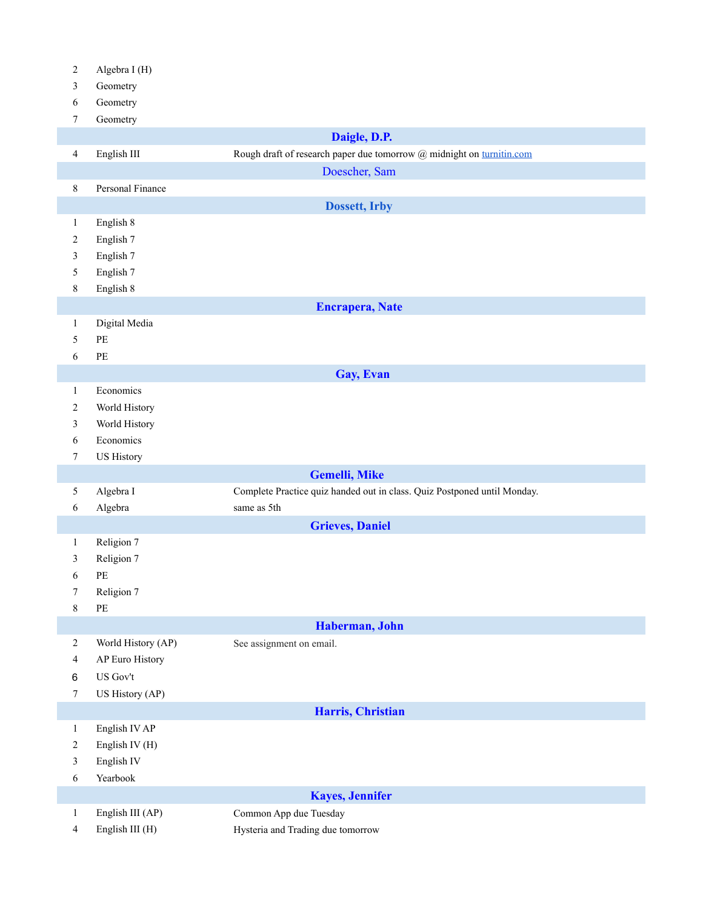| | | |
|---|---|---|
| 2 | Algebra I (H) | |
| 3 | Geometry | |
| 6 | Geometry | |
| 7 | Geometry | |
| **Daigle, D.P.** | | |
| 4 | English III | Rough draft of research paper due tomorrow @ midnight on turnitin.com |
| **Doescher, Sam** | | |
| 8 | Personal Finance | |
| **Dossett, Irby** | | |
| 1 | English 8 | |
| 2 | English 7 | |
| 3 | English 7 | |
| 5 | English 7 | |
| 8 | English 8 | |
| **Encrapera, Nate** | | |
| 1 | Digital Media | |
| 5 | PE | |
| 6 | PE | |
| **Gay, Evan** | | |
| 1 | Economics | |
| 2 | World History | |
| 3 | World History | |
| 6 | Economics | |
| 7 | US History | |
| **Gemelli, Mike** | | |
| 5 | Algebra I | Complete Practice quiz handed out in class. Quiz Postponed until Monday. |
| 6 | Algebra | same as 5th |
| **Grieves, Daniel** | | |
| 1 | Religion 7 | |
| 3 | Religion 7 | |
| 6 | PE | |
| 7 | Religion 7 | |
| 8 | PE | |
| **Haberman, John** | | |
| 2 | World History (AP) | See assignment on email. |
| 4 | AP Euro History | |
| 6 | US Gov't | |
| 7 | US History (AP) | |
| **Harris, Christian** | | |
| 1 | English IV AP | |
| 2 | English IV (H) | |
| 3 | English IV | |
| 6 | Yearbook | |
| **Kayes, Jennifer** | | |
| 1 | English III (AP) | Common App due Tuesday |
| 4 | English III (H) | Hysteria and Trading due tomorrow |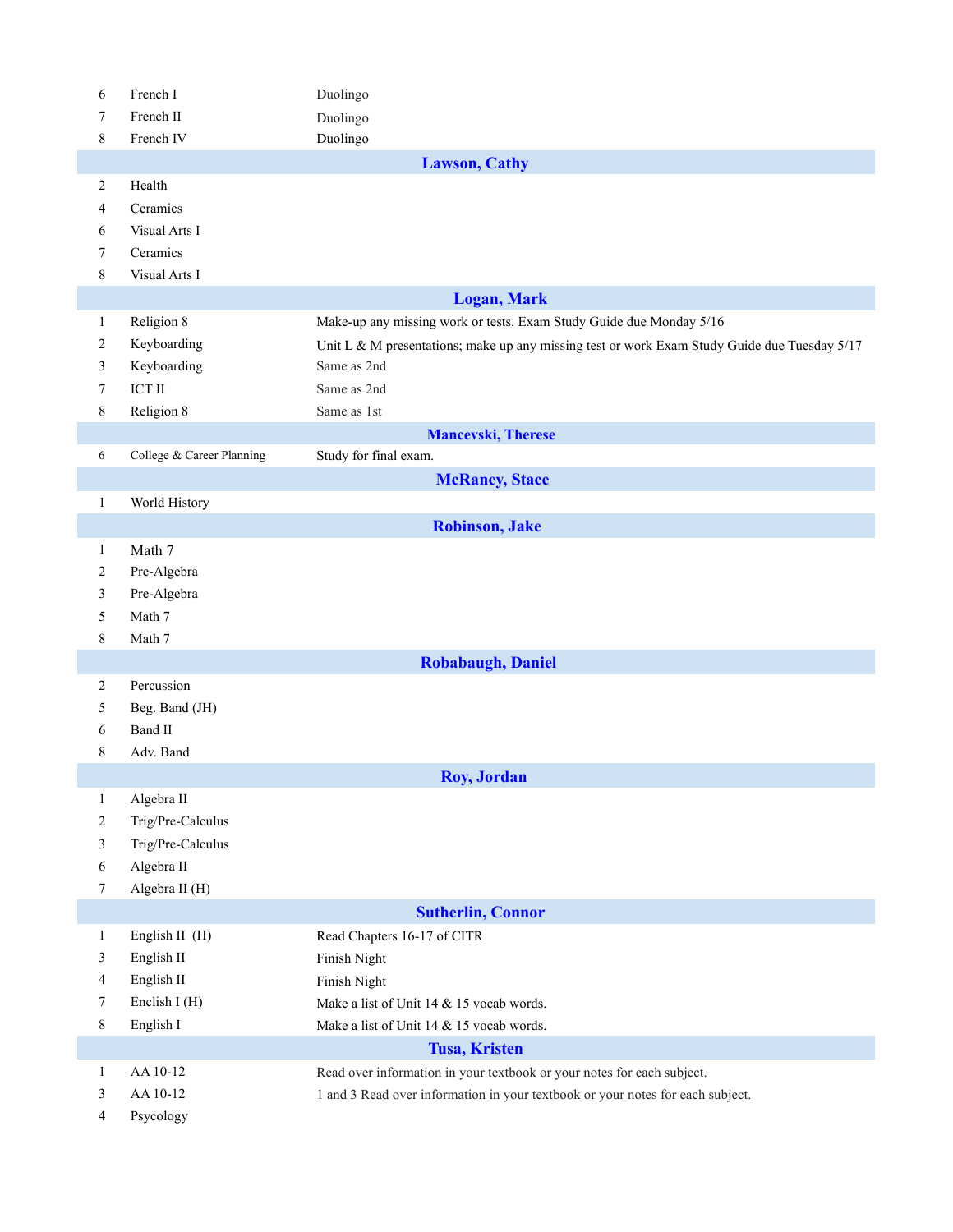| | | |
|---|---|---|
| 6 | French I | Duolingo |
| 7 | French II | Duolingo |
| 8 | French IV | Duolingo |
| | **Lawson, Cathy** | |
| 2 | Health | |
| 4 | Ceramics | |
| 6 | Visual Arts I | |
| 7 | Ceramics | |
| 8 | Visual Arts I | |
| | **Logan, Mark** | |
| 1 | Religion 8 | Make-up any missing work or tests. Exam Study Guide due Monday 5/16 |
| 2 | Keyboarding | Unit L & M presentations; make up any missing test or work Exam Study Guide due Tuesday 5/17 |
| 3 | Keyboarding | Same as 2nd |
| 7 | ICT II | Same as 2nd |
| 8 | Religion 8 | Same as 1st |
| | **Mancevski, Therese** | |
| 6 | College & Career Planning | Study for final exam. |
| | **McRaney, Stace** | |
| 1 | World History | |
| | **Robinson, Jake** | |
| 1 | Math 7 | |
| 2 | Pre-Algebra | |
| 3 | Pre-Algebra | |
| 5 | Math 7 | |
| 8 | Math 7 | |
| | **Robabaugh, Daniel** | |
| 2 | Percussion | |
| 5 | Beg. Band (JH) | |
| 6 | Band II | |
| 8 | Adv. Band | |
| | **Roy, Jordan** | |
| 1 | Algebra II | |
| 2 | Trig/Pre-Calculus | |
| 3 | Trig/Pre-Calculus | |
| 6 | Algebra II | |
| 7 | Algebra II (H) | |
| | **Sutherlin, Connor** | |
| 1 | English II (H) | Read Chapters 16-17 of CITR |
| 3 | English II | Finish Night |
| 4 | English II | Finish Night |
| 7 | Enclish I (H) | Make a list of Unit 14 & 15 vocab words. |
| 8 | English I | Make a list of Unit 14 & 15 vocab words. |
| | **Tusa, Kristen** | |
| 1 | AA 10-12 | Read over information in your textbook or your notes for each subject. |
| 3 | AA 10-12 | 1 and 3 Read over information in your textbook or your notes for each subject. |
| 4 | Psycology | |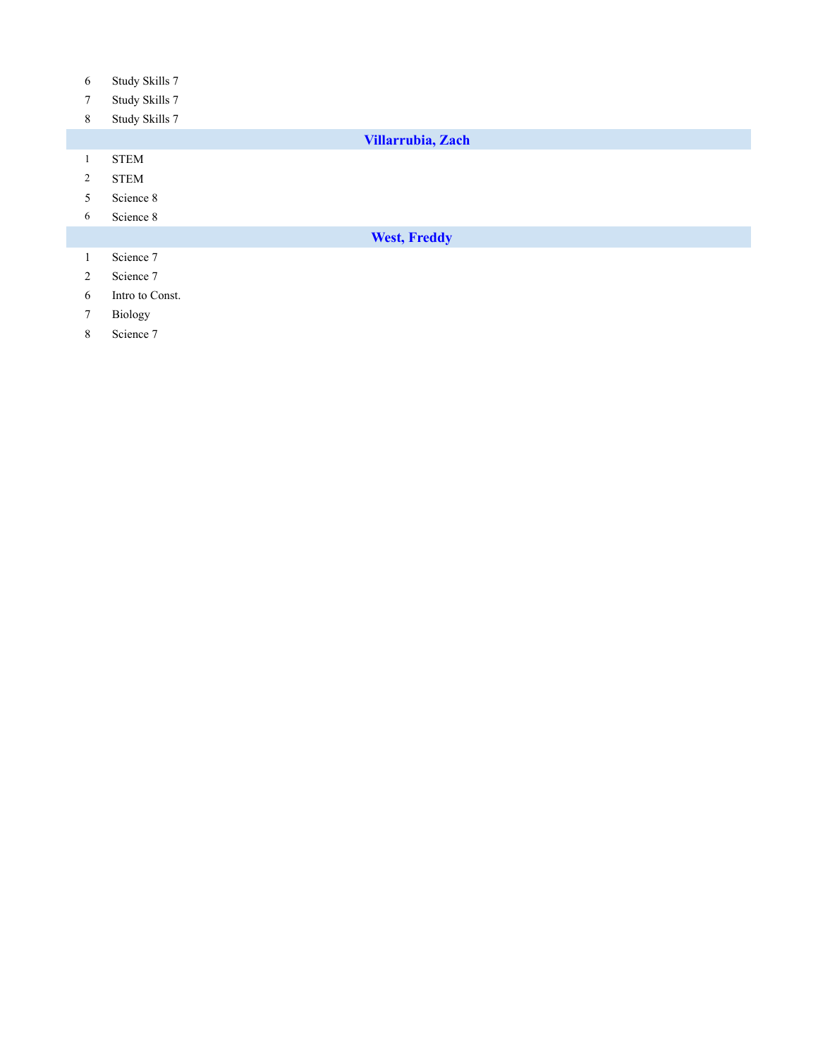| | |
|---|---|
| 6 | Study Skills 7 |
| 7 | Study Skills 7 |
| 8 | Study Skills 7 |

## Villarrubia, Zach

| | |
|---|---|
| 1 | STEM |
| 2 | STEM |
| 5 | Science 8 |
| 6 | Science 8 |

## West, Freddy

| | |
|---|---|
| 1 | Science 7 |
| 2 | Science 7 |
| 6 | Intro to Const. |
| 7 | Biology |
| 8 | Science 7 |